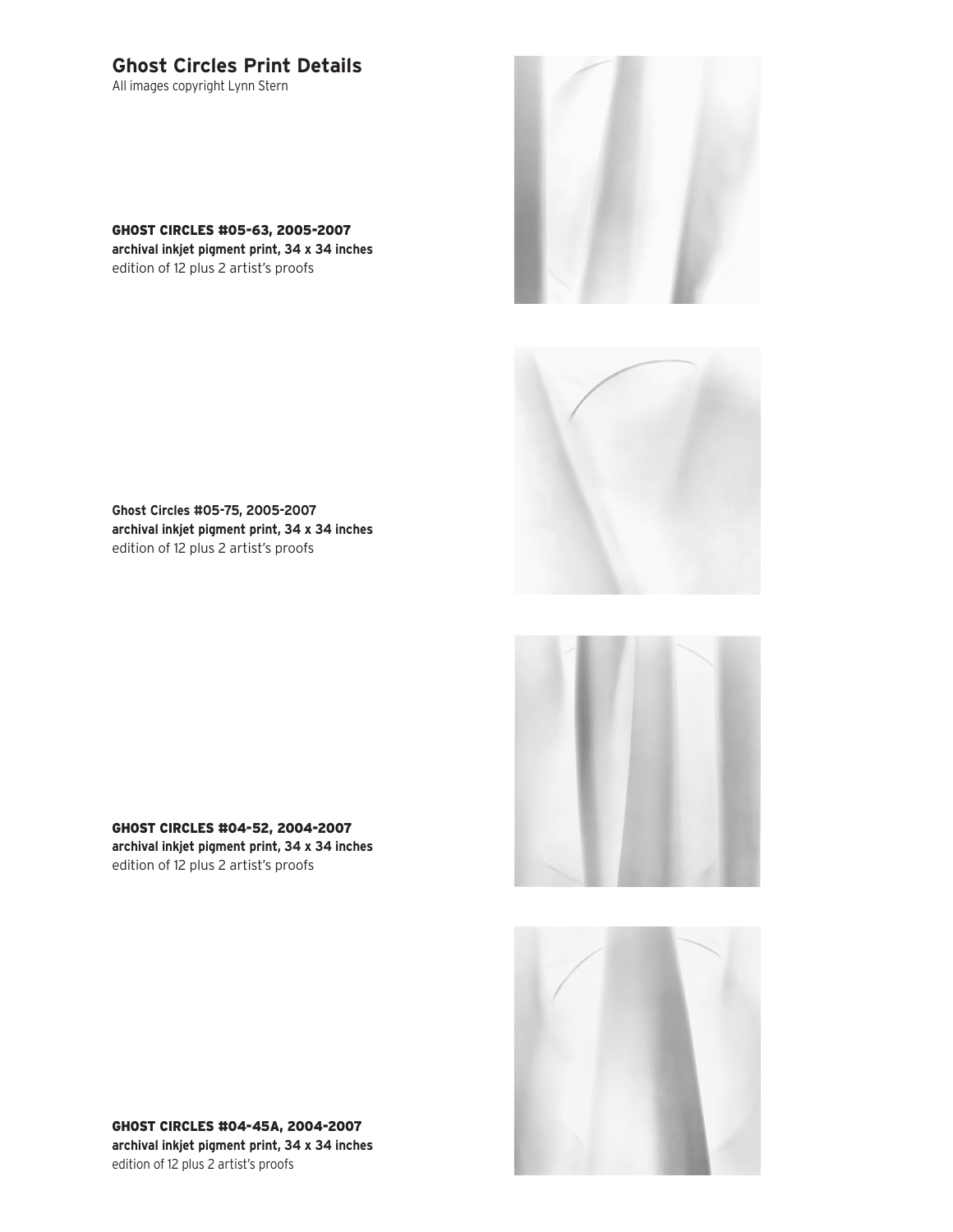# Ghost Circles Print Details

All images copyright Lynn Stern

**GHOST CIRCLES #05-63, 2005-2007**
**archival inkjet pigment print, 34 x 34 inches**
edition of 12 plus 2 artist's proofs

**Ghost Circles #05-75, 2005-2007**
**archival inkjet pigment print, 34 x 34 inches**
edition of 12 plus 2 artist's proofs

**GHOST CIRCLES #04-52, 2004-2007**
**archival inkjet pigment print, 34 x 34 inches**
edition of 12 plus 2 artist's proofs

**GHOST CIRCLES #04-45A, 2004-2007**
**archival inkjet pigment print, 34 x 34 inches**
edition of 12 plus 2 artist's proofs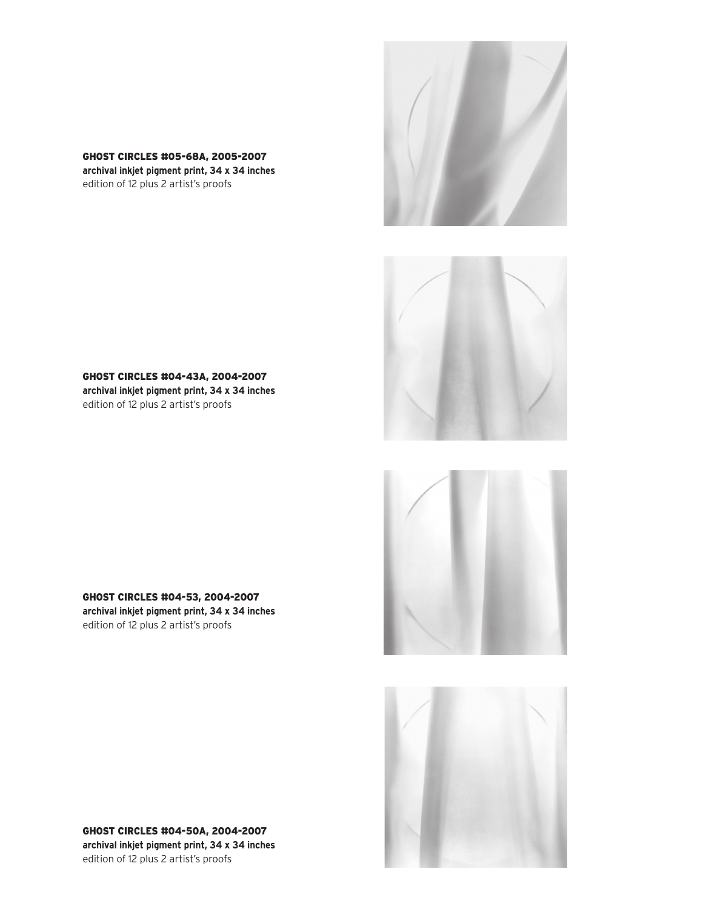**GHOST CIRCLES #05-68A, 2005-2007**
**archival inkjet pigment print, 34 x 34 inches**
edition of 12 plus 2 artist's proofs

**GHOST CIRCLES #04-43A, 2004-2007**
**archival inkjet pigment print, 34 x 34 inches**
edition of 12 plus 2 artist's proofs

**GHOST CIRCLES #04-53, 2004-2007**
**archival inkjet pigment print, 34 x 34 inches**
edition of 12 plus 2 artist's proofs

**GHOST CIRCLES #04-50A, 2004-2007**
**archival inkjet pigment print, 34 x 34 inches**
edition of 12 plus 2 artist's proofs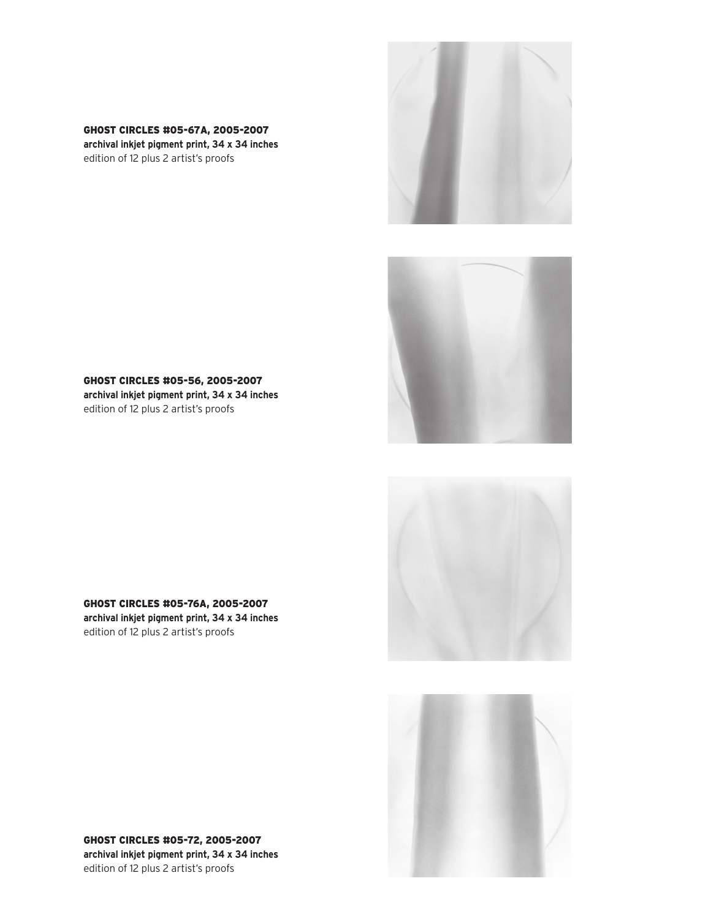**GHOST CIRCLES #05-67A, 2005-2007**
**archival inkjet pigment print, 34 x 34 inches**
edition of 12 plus 2 artist's proofs

**GHOST CIRCLES #05-56, 2005-2007**
**archival inkjet pigment print, 34 x 34 inches**
edition of 12 plus 2 artist's proofs

**GHOST CIRCLES #05-76A, 2005-2007**
**archival inkjet pigment print, 34 x 34 inches**
edition of 12 plus 2 artist's proofs

**GHOST CIRCLES #05-72, 2005-2007**
**archival inkjet pigment print, 34 x 34 inches**
edition of 12 plus 2 artist's proofs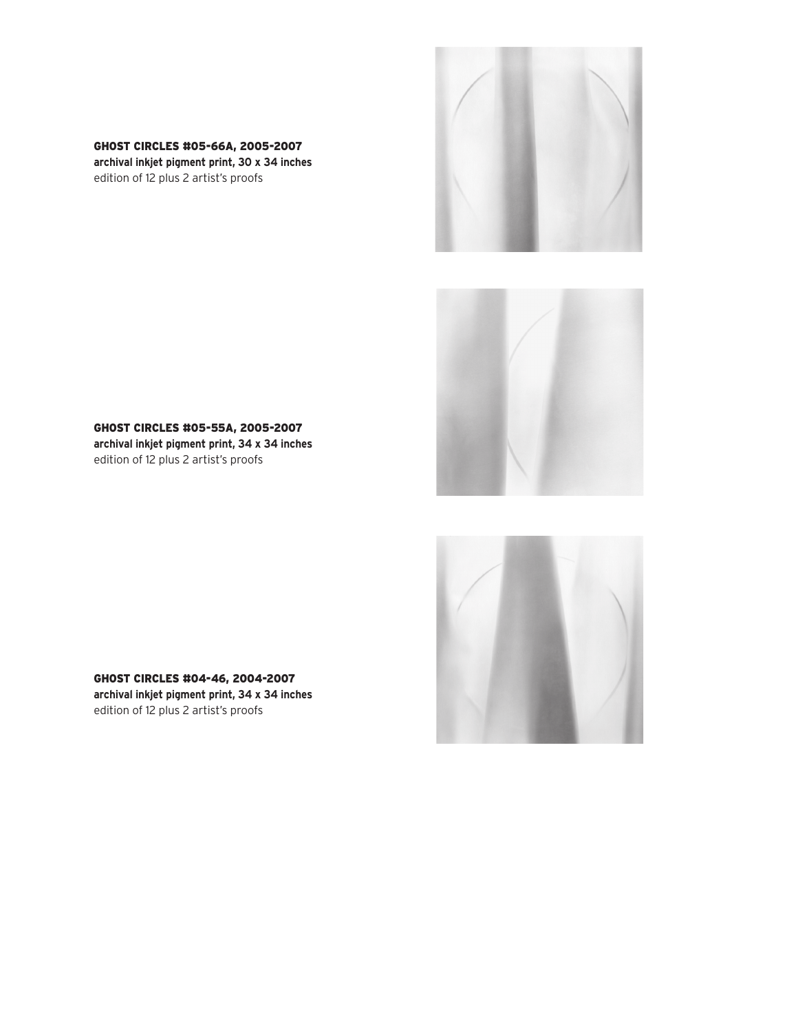**GHOST CIRCLES #05-66A, 2005-2007**
**archival inkjet pigment print, 30 x 34 inches**
edition of 12 plus 2 artist's proofs

**GHOST CIRCLES #05-55A, 2005-2007**
**archival inkjet pigment print, 34 x 34 inches**
edition of 12 plus 2 artist's proofs

**GHOST CIRCLES #04-46, 2004-2007**
**archival inkjet pigment print, 34 x 34 inches**
edition of 12 plus 2 artist's proofs